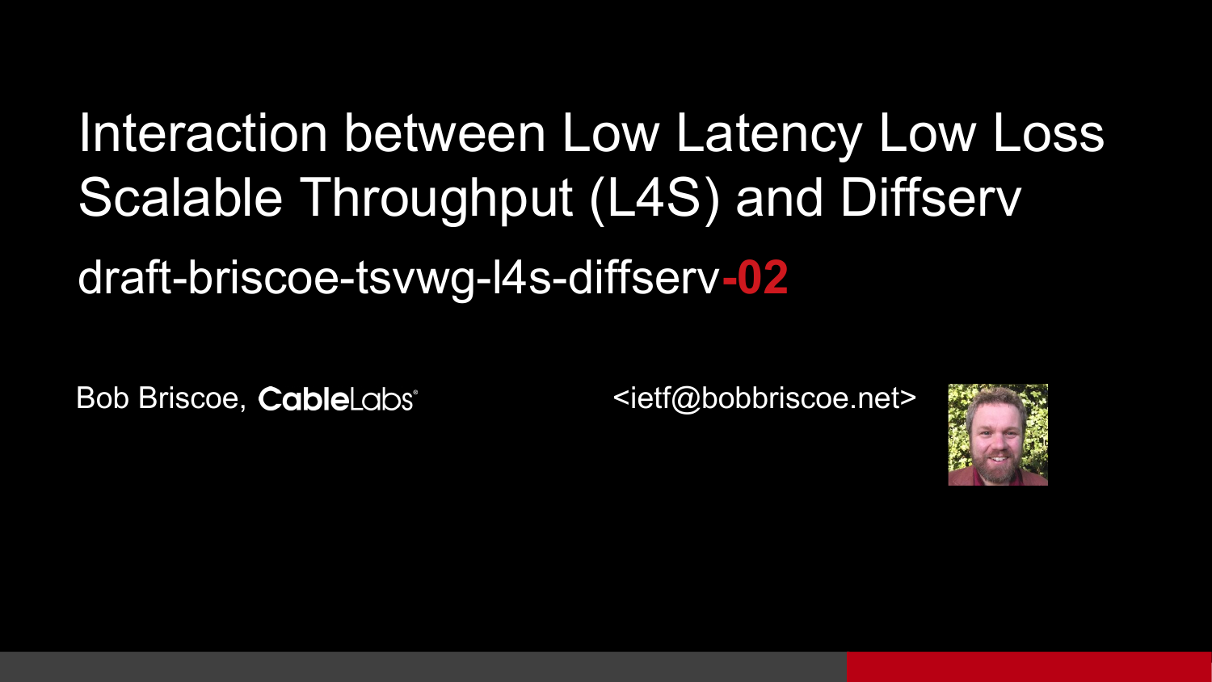# Interaction between Low Latency Low Loss Scalable Throughput (L4S) and Diffserv

## draft-briscoe-tsvwg-l4s-diffserv-**02**

Bob Briscoe, CableLabs

<ietf@bobbriscoe.net>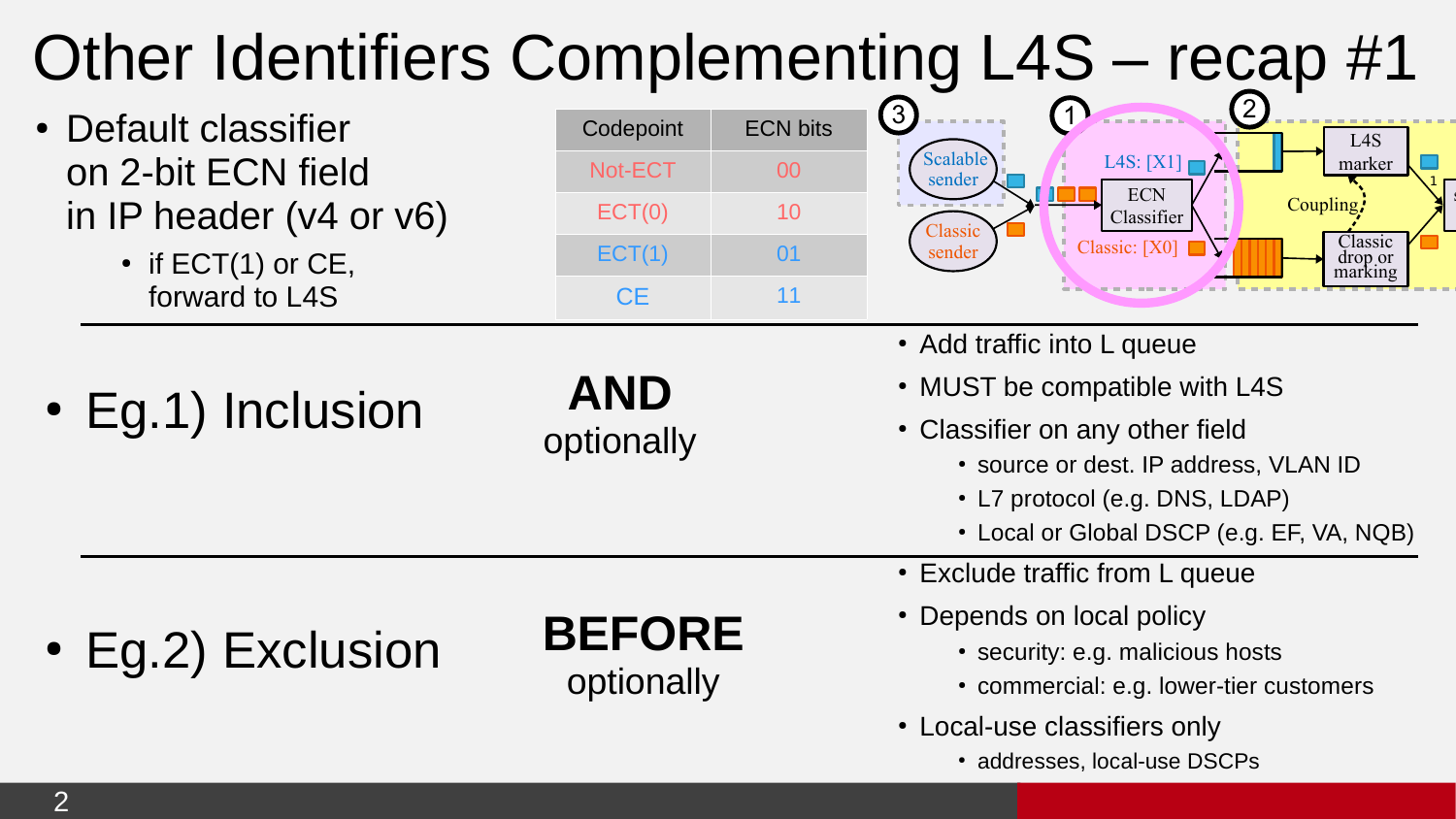# Other Identifiers Complementing L4S – recap #1

- Default classifier on 2-bit ECN field in IP header (v4 or v6)
  - if ECT(1) or CE, forward to L4S

| Codepoint | ECN bits |
|---|---|
| Not-ECT | 00 |
| ECT(0) | 10 |
| ECT(1) | 01 |
| CE | 11 |

3 Scalable sender, Classic sender; 1 L4S: [X1], ECN Classifier, Classic: [X0]; 2 L4S marker, Coupling, Classic drop or marking

- Eg.1) Inclusion

**AND** optionally

- Add traffic into L queue
- MUST be compatible with L4S
- Classifier on any other field
  - source or dest. IP address, VLAN ID
  - L7 protocol (e.g. DNS, LDAP)
  - Local or Global DSCP (e.g. EF, VA, NQB)

- Eg.2) Exclusion

**BEFORE** optionally

- Exclude traffic from L queue
- Depends on local policy
  - security: e.g. malicious hosts
  - commercial: e.g. lower-tier customers
- Local-use classifiers only
  - addresses, local-use DSCPs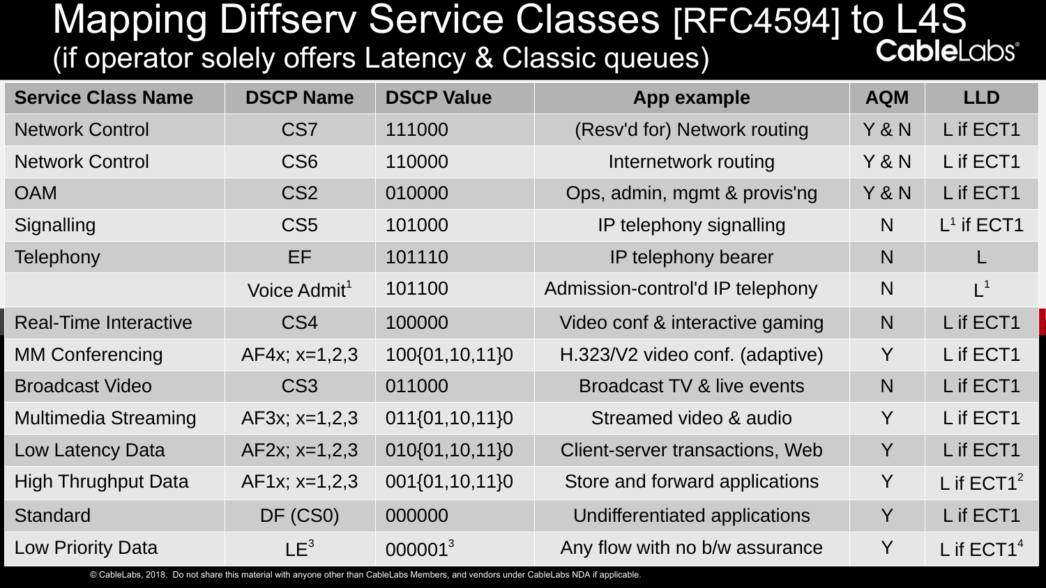# Mapping Diffserv Service Classes [RFC4594] to L4S (if operator solely offers Latency & Classic queues)

| Service Class Name | DSCP Name | DSCP Value | App example | AQM | LLD |
|---|---|---|---|---|---|
| Network Control | CS7 | 111000 | (Resv'd for) Network routing | Y & N | L if ECT1 |
| Network Control | CS6 | 110000 | Internetwork routing | Y & N | L if ECT1 |
| OAM | CS2 | 010000 | Ops, admin, mgmt & provis'ng | Y & N | L if ECT1 |
| Signalling | CS5 | 101000 | IP telephony signalling | N | L[1] if ECT1 |
| Telephony | EF | 101110 | IP telephony bearer | N | L |
| | Voice Admit[1] | 101100 | Admission-control'd IP telephony | N | L[1] |
| Real-Time Interactive | CS4 | 100000 | Video conf & interactive gaming | N | L if ECT1 |
| MM Conferencing | AF4x; x=1,2,3 | 100{01,10,11}0 | H.323/V2 video conf. (adaptive) | Y | L if ECT1 |
| Broadcast Video | CS3 | 011000 | Broadcast TV & live events | N | L if ECT1 |
| Multimedia Streaming | AF3x; x=1,2,3 | 011{01,10,11}0 | Streamed video & audio | Y | L if ECT1 |
| Low Latency Data | AF2x; x=1,2,3 | 010{01,10,11}0 | Client-server transactions, Web | Y | L if ECT1 |
| High Thrughput Data | AF1x; x=1,2,3 | 001{01,10,11}0 | Store and forward applications | Y | L if ECT1[2] |
| Standard | DF (CS0) | 000000 | Undifferentiated applications | Y | L if ECT1 |
| Low Priority Data | LE[3] | 000001[3] | Any flow with no b/w assurance | Y | L if ECT1[4] |

© CableLabs, 2018. Do not share this material with anyone other than CableLabs Members, and vendors under CableLabs NDA if applicable.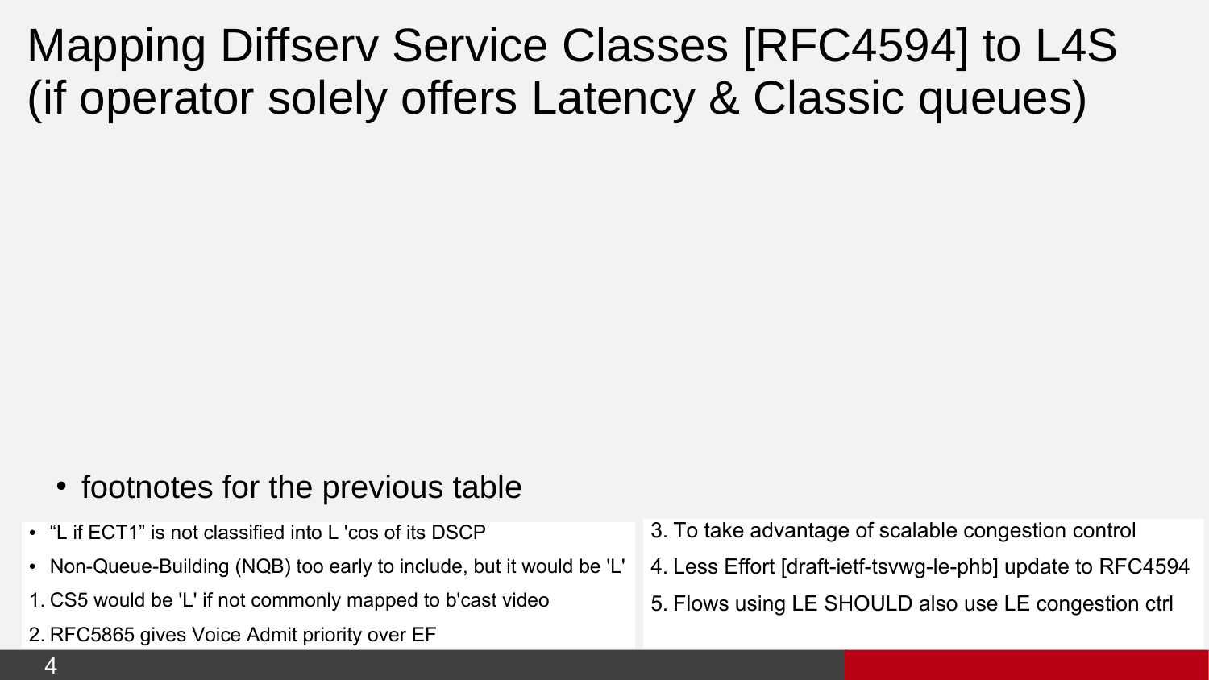# Mapping Diffserv Service Classes [RFC4594] to L4S (if operator solely offers Latency & Classic queues)

- footnotes for the previous table

- “L if ECT1” is not classified into L 'cos of its DSCP
- Non-Queue-Building (NQB) too early to include, but it would be 'L'

1. CS5 would be 'L' if not commonly mapped to b'cast video
2. RFC5865 gives Voice Admit priority over EF
3. To take advantage of scalable congestion control
4. Less Effort [draft-ietf-tsvwg-le-phb] update to RFC4594
5. Flows using LE SHOULD also use LE congestion ctrl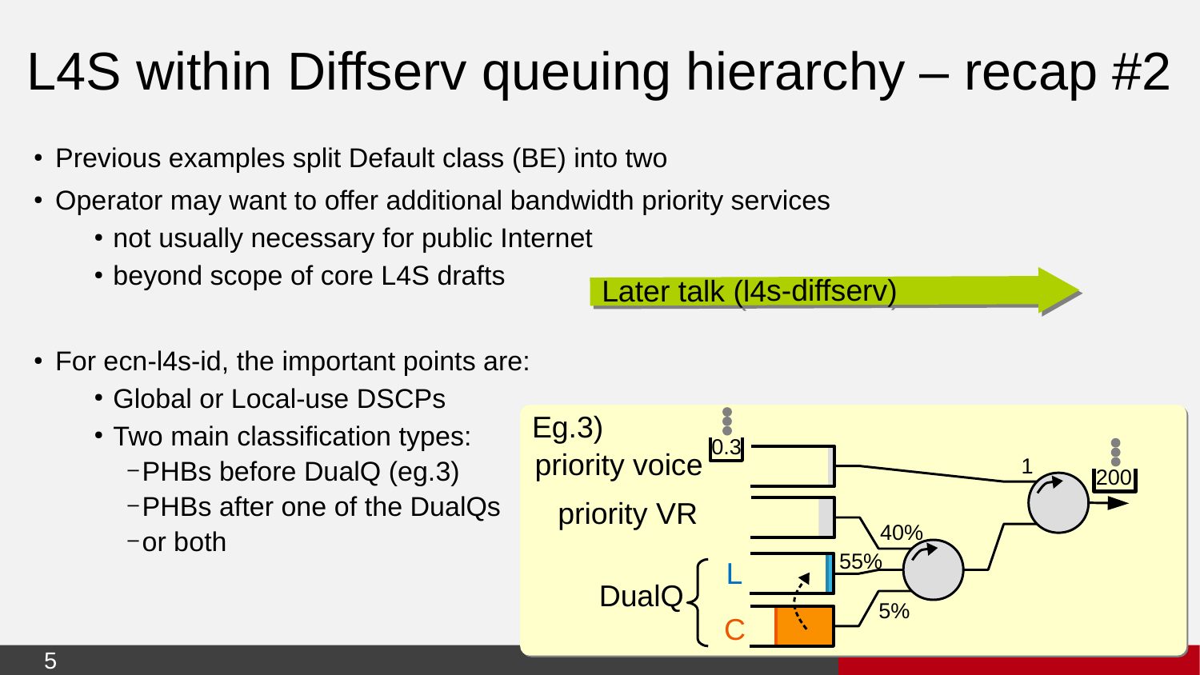# L4S within Diffserv queuing hierarchy – recap #2

- Previous examples split Default class (BE) into two
- Operator may want to offer additional bandwidth priority services
  - not usually necessary for public Internet
  - beyond scope of core L4S drafts

Later talk (l4s-diffserv)

- For ecn-l4s-id, the important points are:
  - Global or Local-use DSCPs
  - Two main classification types:
    - PHBs before DualQ (eg.3)
    - PHBs after one of the DualQs
    - or both

Eg.3)

priority voice 0.3

priority VR

DualQ L C

1

200

40%

55%

5%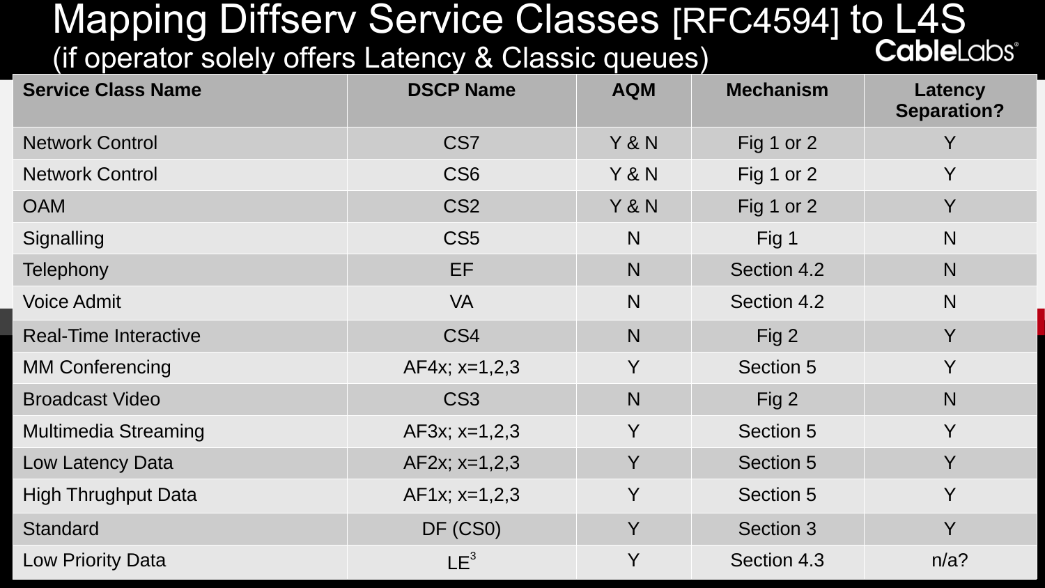# Mapping Diffserv Service Classes [RFC4594] to L4S

## (if operator solely offers Latency & Classic queues)

| Service Class Name | DSCP Name | AQM | Mechanism | Latency Separation? |
|---|---|---|---|---|
| Network Control | CS7 | Y & N | Fig 1 or 2 | Y |
| Network Control | CS6 | Y & N | Fig 1 or 2 | Y |
| OAM | CS2 | Y & N | Fig 1 or 2 | Y |
| Signalling | CS5 | N | Fig 1 | N |
| Telephony | EF | N | Section 4.2 | N |
| Voice Admit | VA | N | Section 4.2 | N |
| Real-Time Interactive | CS4 | N | Fig 2 | Y |
| MM Conferencing | AF4x; x=1,2,3 | Y | Section 5 | Y |
| Broadcast Video | CS3 | N | Fig 2 | N |
| Multimedia Streaming | AF3x; x=1,2,3 | Y | Section 5 | Y |
| Low Latency Data | AF2x; x=1,2,3 | Y | Section 5 | Y |
| High Thrughput Data | AF1x; x=1,2,3 | Y | Section 5 | Y |
| Standard | DF (CS0) | Y | Section 3 | Y |
| Low Priority Data | LE[3] | Y | Section 4.3 | n/a? |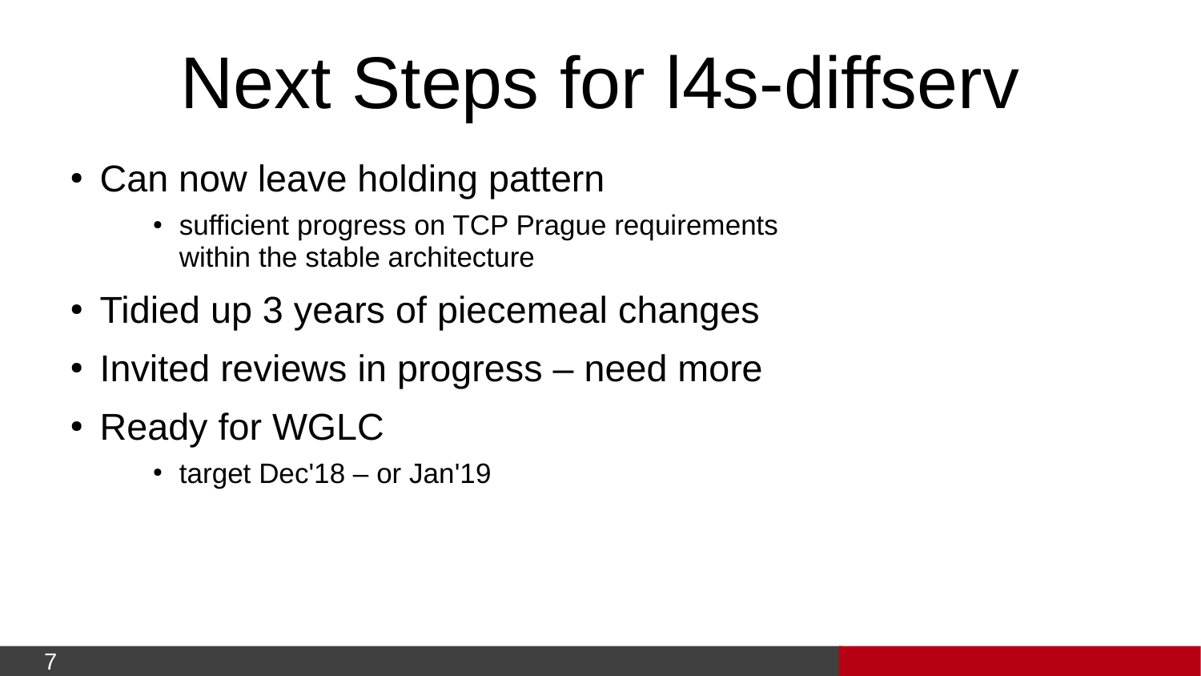# Next Steps for l4s-diffserv

- Can now leave holding pattern
  - sufficient progress on TCP Prague requirements within the stable architecture
- Tidied up 3 years of piecemeal changes
- Invited reviews in progress – need more
- Ready for WGLC
  - target Dec'18 – or Jan'19